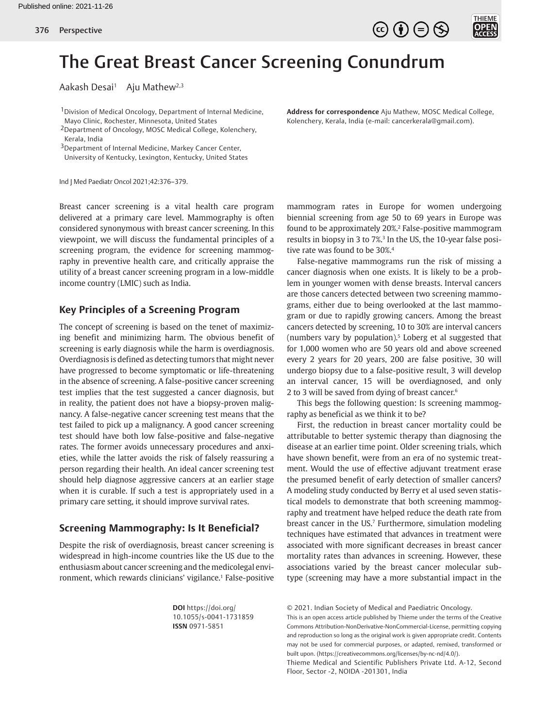# The Great Breast Cancer Screening Conundrum

Aakash Desai[1] Aju Mathew[2,3]

[1]Division of Medical Oncology, Department of Internal Medicine, Mayo Clinic, Rochester, Minnesota, United States
[2]Department of Oncology, MOSC Medical College, Kolenchery, Kerala, India
[3]Department of Internal Medicine, Markey Cancer Center, University of Kentucky, Lexington, Kentucky, United States

**Address for correspondence** Aju Mathew, MOSC Medical College, Kolenchery, Kerala, India (e-mail: cancerkerala@gmail.com).

Ind J Med Paediatr Oncol 2021;42:376–379.

Breast cancer screening is a vital health care program delivered at a primary care level. Mammography is often considered synonymous with breast cancer screening. In this viewpoint, we will discuss the fundamental principles of a screening program, the evidence for screening mammography in preventive health care, and critically appraise the utility of a breast cancer screening program in a low-middle income country (LMIC) such as India.

## Key Principles of a Screening Program

The concept of screening is based on the tenet of maximizing benefit and minimizing harm. The obvious benefit of screening is early diagnosis while the harm is overdiagnosis. Overdiagnosis is defined as detecting tumors that might never have progressed to become symptomatic or life-threatening in the absence of screening. A false-positive cancer screening test implies that the test suggested a cancer diagnosis, but in reality, the patient does not have a biopsy-proven malignancy. A false-negative cancer screening test means that the test failed to pick up a malignancy. A good cancer screening test should have both low false-positive and false-negative rates. The former avoids unnecessary procedures and anxieties, while the latter avoids the risk of falsely reassuring a person regarding their health. An ideal cancer screening test should help diagnose aggressive cancers at an earlier stage when it is curable. If such a test is appropriately used in a primary care setting, it should improve survival rates.

## Screening Mammography: Is It Beneficial?

Despite the risk of overdiagnosis, breast cancer screening is widespread in high-income countries like the US due to the enthusiasm about cancer screening and the medicolegal environment, which rewards clinicians' vigilance.[1] False-positive mammogram rates in Europe for women undergoing biennial screening from age 50 to 69 years in Europe was found to be approximately 20%.[2] False-positive mammogram results in biopsy in 3 to 7%.[3] In the US, the 10-year false positive rate was found to be 30%.[4]

False-negative mammograms run the risk of missing a cancer diagnosis when one exists. It is likely to be a problem in younger women with dense breasts. Interval cancers are those cancers detected between two screening mammograms, either due to being overlooked at the last mammogram or due to rapidly growing cancers. Among the breast cancers detected by screening, 10 to 30% are interval cancers (numbers vary by population).[5] Loberg et al suggested that for 1,000 women who are 50 years old and above screened every 2 years for 20 years, 200 are false positive, 30 will undergo biopsy due to a false-positive result, 3 will develop an interval cancer, 15 will be overdiagnosed, and only 2 to 3 will be saved from dying of breast cancer.[6]

This begs the following question: Is screening mammography as beneficial as we think it to be?

First, the reduction in breast cancer mortality could be attributable to better systemic therapy than diagnosing the disease at an earlier time point. Older screening trials, which have shown benefit, were from an era of no systemic treatment. Would the use of effective adjuvant treatment erase the presumed benefit of early detection of smaller cancers? A modeling study conducted by Berry et al used seven statistical models to demonstrate that both screening mammography and treatment have helped reduce the death rate from breast cancer in the US.[7] Furthermore, simulation modeling techniques have estimated that advances in treatment were associated with more significant decreases in breast cancer mortality rates than advances in screening. However, these associations varied by the breast cancer molecular subtype (screening may have a more substantial impact in the

**DOI** https://doi.org/10.1055/s-0041-1731859
**ISSN** 0971-5851

© 2021. Indian Society of Medical and Paediatric Oncology.
This is an open access article published by Thieme under the terms of the Creative Commons Attribution-NonDerivative-NonCommercial-License, permitting copying and reproduction so long as the original work is given appropriate credit. Contents may not be used for commercial purposes, or adapted, remixed, transformed or built upon. (https://creativecommons.org/licenses/by-nc-nd/4.0/).
Thieme Medical and Scientific Publishers Private Ltd. A-12, Second Floor, Sector -2, NOIDA -201301, India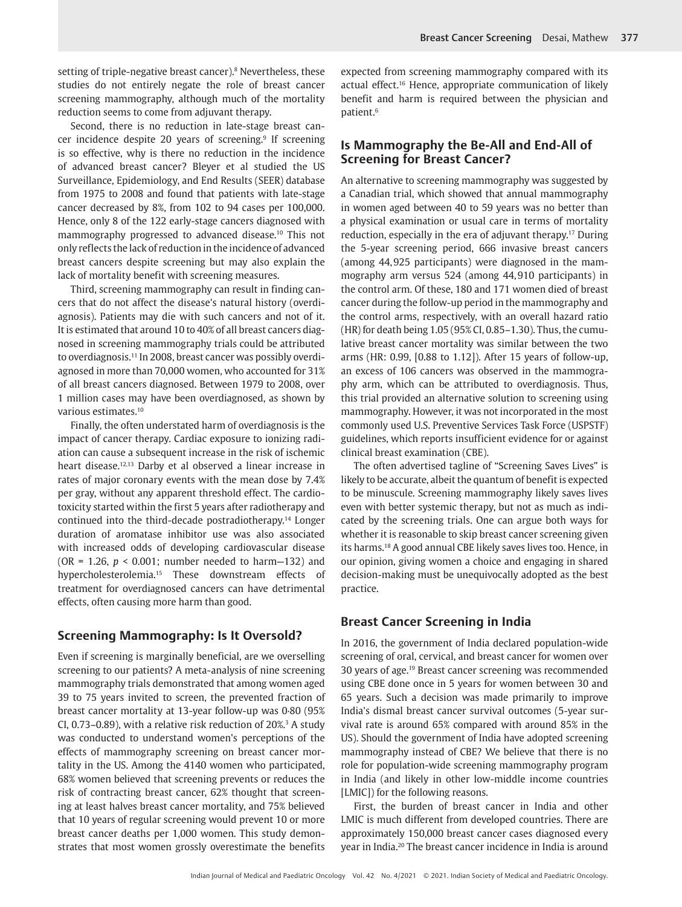setting of triple-negative breast cancer).[8] Nevertheless, these studies do not entirely negate the role of breast cancer screening mammography, although much of the mortality reduction seems to come from adjuvant therapy.

Second, there is no reduction in late-stage breast cancer incidence despite 20 years of screening.[9] If screening is so effective, why is there no reduction in the incidence of advanced breast cancer? Bleyer et al studied the US Surveillance, Epidemiology, and End Results (SEER) database from 1975 to 2008 and found that patients with late-stage cancer decreased by 8%, from 102 to 94 cases per 100,000. Hence, only 8 of the 122 early-stage cancers diagnosed with mammography progressed to advanced disease.[10] This not only reflects the lack of reduction in the incidence of advanced breast cancers despite screening but may also explain the lack of mortality benefit with screening measures.

Third, screening mammography can result in finding cancers that do not affect the disease's natural history (overdiagnosis). Patients may die with such cancers and not of it. It is estimated that around 10 to 40% of all breast cancers diagnosed in screening mammography trials could be attributed to overdiagnosis.[11] In 2008, breast cancer was possibly overdiagnosed in more than 70,000 women, who accounted for 31% of all breast cancers diagnosed. Between 1979 to 2008, over 1 million cases may have been overdiagnosed, as shown by various estimates.[10]

Finally, the often understated harm of overdiagnosis is the impact of cancer therapy. Cardiac exposure to ionizing radiation can cause a subsequent increase in the risk of ischemic heart disease.[12,13] Darby et al observed a linear increase in rates of major coronary events with the mean dose by 7.4% per gray, without any apparent threshold effect. The cardiotoxicity started within the first 5 years after radiotherapy and continued into the third-decade postradiotherapy.[14] Longer duration of aromatase inhibitor use was also associated with increased odds of developing cardiovascular disease (OR = 1.26, $p < 0.001$; number needed to harm—132) and hypercholesterolemia.[15] These downstream effects of treatment for overdiagnosed cancers can have detrimental effects, often causing more harm than good.

## Screening Mammography: Is It Oversold?

Even if screening is marginally beneficial, are we overselling screening to our patients? A meta-analysis of nine screening mammography trials demonstrated that among women aged 39 to 75 years invited to screen, the prevented fraction of breast cancer mortality at 13-year follow-up was 0·80 (95% CI, 0.73–0.89), with a relative risk reduction of 20%.[3] A study was conducted to understand women's perceptions of the effects of mammography screening on breast cancer mortality in the US. Among the 4140 women who participated, 68% women believed that screening prevents or reduces the risk of contracting breast cancer, 62% thought that screening at least halves breast cancer mortality, and 75% believed that 10 years of regular screening would prevent 10 or more breast cancer deaths per 1,000 women. This study demonstrates that most women grossly overestimate the benefits expected from screening mammography compared with its actual effect.[16] Hence, appropriate communication of likely benefit and harm is required between the physician and patient.[6]

## Is Mammography the Be-All and End-All of Screening for Breast Cancer?

An alternative to screening mammography was suggested by a Canadian trial, which showed that annual mammography in women aged between 40 to 59 years was no better than a physical examination or usual care in terms of mortality reduction, especially in the era of adjuvant therapy.[17] During the 5-year screening period, 666 invasive breast cancers (among 44,925 participants) were diagnosed in the mammography arm versus 524 (among 44,910 participants) in the control arm. Of these, 180 and 171 women died of breast cancer during the follow-up period in the mammography and the control arms, respectively, with an overall hazard ratio (HR) for death being 1.05 (95% CI, 0.85–1.30). Thus, the cumulative breast cancer mortality was similar between the two arms (HR: 0.99, [0.88 to 1.12]). After 15 years of follow-up, an excess of 106 cancers was observed in the mammography arm, which can be attributed to overdiagnosis. Thus, this trial provided an alternative solution to screening using mammography. However, it was not incorporated in the most commonly used U.S. Preventive Services Task Force (USPSTF) guidelines, which reports insufficient evidence for or against clinical breast examination (CBE).

The often advertised tagline of "Screening Saves Lives" is likely to be accurate, albeit the quantum of benefit is expected to be minuscule. Screening mammography likely saves lives even with better systemic therapy, but not as much as indicated by the screening trials. One can argue both ways for whether it is reasonable to skip breast cancer screening given its harms.[18] A good annual CBE likely saves lives too. Hence, in our opinion, giving women a choice and engaging in shared decision-making must be unequivocally adopted as the best practice.

## Breast Cancer Screening in India

In 2016, the government of India declared population-wide screening of oral, cervical, and breast cancer for women over 30 years of age.[19] Breast cancer screening was recommended using CBE done once in 5 years for women between 30 and 65 years. Such a decision was made primarily to improve India's dismal breast cancer survival outcomes (5-year survival rate is around 65% compared with around 85% in the US). Should the government of India have adopted screening mammography instead of CBE? We believe that there is no role for population-wide screening mammography program in India (and likely in other low-middle income countries [LMIC]) for the following reasons.

First, the burden of breast cancer in India and other LMIC is much different from developed countries. There are approximately 150,000 breast cancer cases diagnosed every year in India.[20] The breast cancer incidence in India is around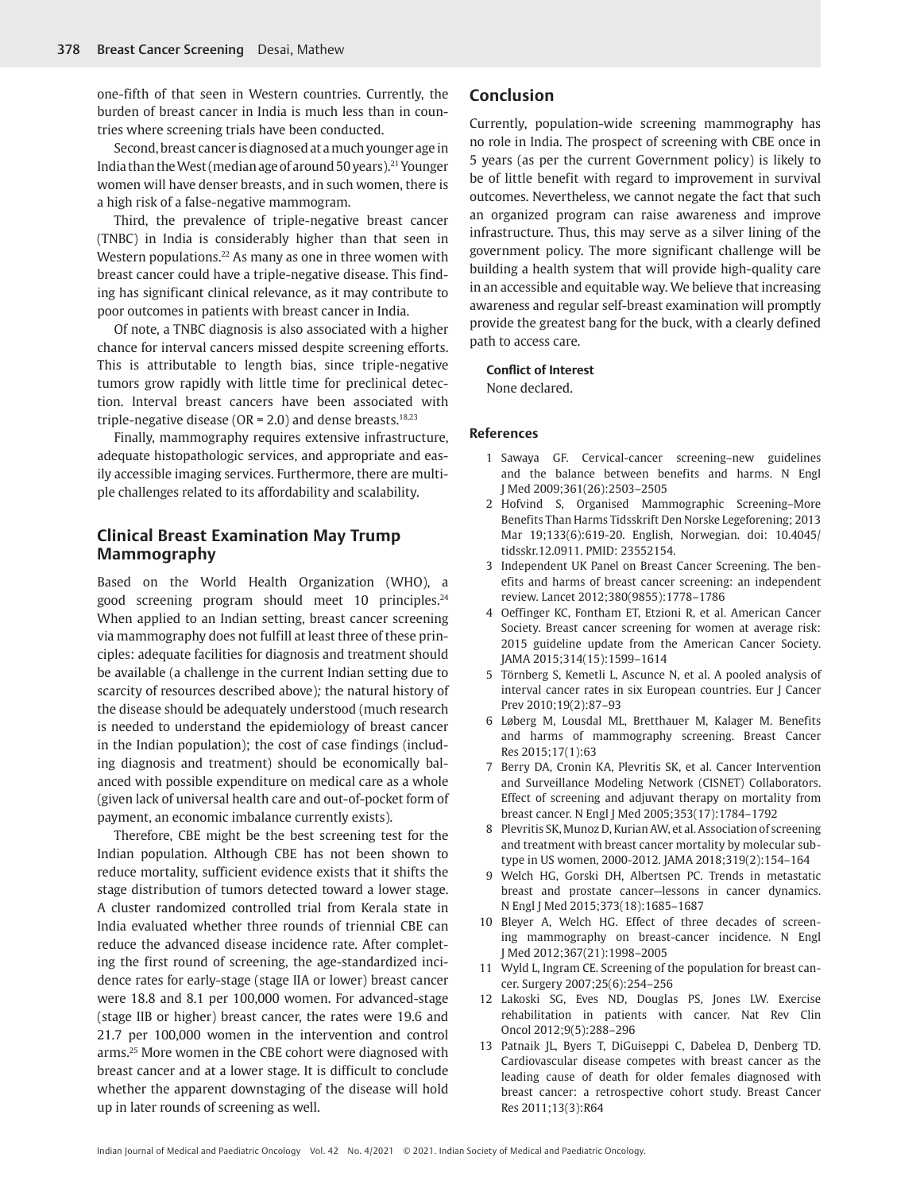one-fifth of that seen in Western countries. Currently, the burden of breast cancer in India is much less than in countries where screening trials have been conducted.

Second, breast cancer is diagnosed at a much younger age in India than the West (median age of around 50 years).[21] Younger women will have denser breasts, and in such women, there is a high risk of a false-negative mammogram.

Third, the prevalence of triple-negative breast cancer (TNBC) in India is considerably higher than that seen in Western populations.[22] As many as one in three women with breast cancer could have a triple-negative disease. This finding has significant clinical relevance, as it may contribute to poor outcomes in patients with breast cancer in India.

Of note, a TNBC diagnosis is also associated with a higher chance for interval cancers missed despite screening efforts. This is attributable to length bias, since triple-negative tumors grow rapidly with little time for preclinical detection. Interval breast cancers have been associated with triple-negative disease (OR = 2.0) and dense breasts.[18,23]

Finally, mammography requires extensive infrastructure, adequate histopathologic services, and appropriate and easily accessible imaging services. Furthermore, there are multiple challenges related to its affordability and scalability.

## Clinical Breast Examination May Trump Mammography

Based on the World Health Organization (WHO), a good screening program should meet 10 principles.[24] When applied to an Indian setting, breast cancer screening via mammography does not fulfill at least three of these principles: adequate facilities for diagnosis and treatment should be available (a challenge in the current Indian setting due to scarcity of resources described above)*;* the natural history of the disease should be adequately understood (much research is needed to understand the epidemiology of breast cancer in the Indian population); the cost of case findings (including diagnosis and treatment) should be economically balanced with possible expenditure on medical care as a whole (given lack of universal health care and out-of-pocket form of payment, an economic imbalance currently exists).

Therefore, CBE might be the best screening test for the Indian population. Although CBE has not been shown to reduce mortality, sufficient evidence exists that it shifts the stage distribution of tumors detected toward a lower stage. A cluster randomized controlled trial from Kerala state in India evaluated whether three rounds of triennial CBE can reduce the advanced disease incidence rate. After completing the first round of screening, the age-standardized incidence rates for early-stage (stage IIA or lower) breast cancer were 18.8 and 8.1 per 100,000 women. For advanced-stage (stage IIB or higher) breast cancer, the rates were 19.6 and 21.7 per 100,000 women in the intervention and control arms.[25] More women in the CBE cohort were diagnosed with breast cancer and at a lower stage. It is difficult to conclude whether the apparent downstaging of the disease will hold up in later rounds of screening as well.

## Conclusion

Currently, population-wide screening mammography has no role in India. The prospect of screening with CBE once in 5 years (as per the current Government policy) is likely to be of little benefit with regard to improvement in survival outcomes. Nevertheless, we cannot negate the fact that such an organized program can raise awareness and improve infrastructure. Thus, this may serve as a silver lining of the government policy. The more significant challenge will be building a health system that will provide high-quality care in an accessible and equitable way. We believe that increasing awareness and regular self-breast examination will promptly provide the greatest bang for the buck, with a clearly defined path to access care.

**Conflict of Interest**

None declared.

## References

1. Sawaya GF. Cervical-cancer screening–new guidelines and the balance between benefits and harms. N Engl J Med 2009;361(26):2503–2505
2. Hofvind S, Organised Mammographic Screening–More Benefits Than Harms Tidsskrift Den Norske Legeforening; 2013 Mar 19;133(6):619-20. English, Norwegian. doi: 10.4045/tidsskr.12.0911. PMID: 23552154.
3. Independent UK Panel on Breast Cancer Screening. The benefits and harms of breast cancer screening: an independent review. Lancet 2012;380(9855):1778–1786
4. Oeffinger KC, Fontham ET, Etzioni R, et al. American Cancer Society. Breast cancer screening for women at average risk: 2015 guideline update from the American Cancer Society. JAMA 2015;314(15):1599–1614
5. Törnberg S, Kemetli L, Ascunce N, et al. A pooled analysis of interval cancer rates in six European countries. Eur J Cancer Prev 2010;19(2):87–93
6. Løberg M, Lousdal ML, Bretthauer M, Kalager M. Benefits and harms of mammography screening. Breast Cancer Res 2015;17(1):63
7. Berry DA, Cronin KA, Plevritis SK, et al. Cancer Intervention and Surveillance Modeling Network (CISNET) Collaborators. Effect of screening and adjuvant therapy on mortality from breast cancer. N Engl J Med 2005;353(17):1784–1792
8. Plevritis SK, Munoz D, Kurian AW, et al. Association of screening and treatment with breast cancer mortality by molecular subtype in US women, 2000-2012. JAMA 2018;319(2):154–164
9. Welch HG, Gorski DH, Albertsen PC. Trends in metastatic breast and prostate cancer—lessons in cancer dynamics. N Engl J Med 2015;373(18):1685–1687
10. Bleyer A, Welch HG. Effect of three decades of screening mammography on breast-cancer incidence. N Engl J Med 2012;367(21):1998–2005
11. Wyld L, Ingram CE. Screening of the population for breast cancer. Surgery 2007;25(6):254–256
12. Lakoski SG, Eves ND, Douglas PS, Jones LW. Exercise rehabilitation in patients with cancer. Nat Rev Clin Oncol 2012;9(5):288–296
13. Patnaik JL, Byers T, DiGuiseppi C, Dabelea D, Denberg TD. Cardiovascular disease competes with breast cancer as the leading cause of death for older females diagnosed with breast cancer: a retrospective cohort study. Breast Cancer Res 2011;13(3):R64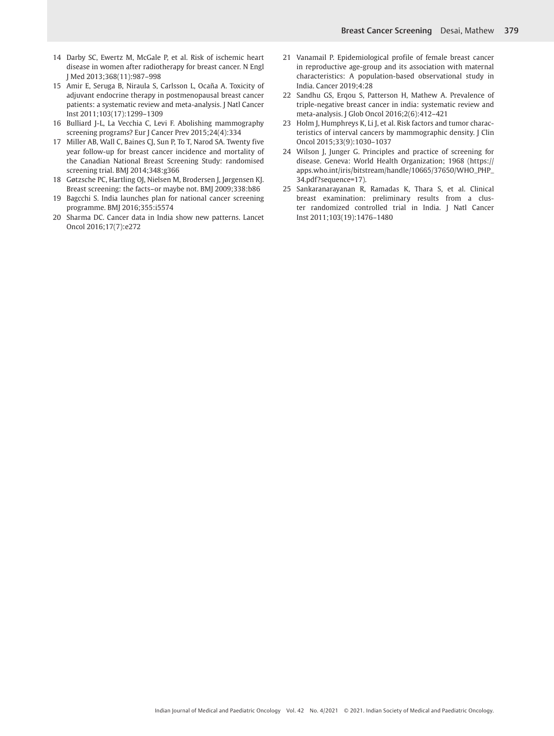14 Darby SC, Ewertz M, McGale P, et al. Risk of ischemic heart disease in women after radiotherapy for breast cancer. N Engl J Med 2013;368(11):987–998

15 Amir E, Seruga B, Niraula S, Carlsson L, Ocaña A. Toxicity of adjuvant endocrine therapy in postmenopausal breast cancer patients: a systematic review and meta-analysis. J Natl Cancer Inst 2011;103(17):1299–1309

16 Bulliard J-L, La Vecchia C, Levi F. Abolishing mammography screening programs? Eur J Cancer Prev 2015;24(4):334

17 Miller AB, Wall C, Baines CJ, Sun P, To T, Narod SA. Twenty five year follow-up for breast cancer incidence and mortality of the Canadian National Breast Screening Study: randomised screening trial. BMJ 2014;348:g366

18 Gøtzsche PC, Hartling OJ, Nielsen M, Brodersen J, Jørgensen KJ. Breast screening: the facts–or maybe not. BMJ 2009;338:b86

19 Bagcchi S. India launches plan for national cancer screening programme. BMJ 2016;355:i5574

20 Sharma DC. Cancer data in India show new patterns. Lancet Oncol 2016;17(7):e272

21 Vanamail P. Epidemiological profile of female breast cancer in reproductive age-group and its association with maternal characteristics: A population-based observational study in India. Cancer 2019;4:28

22 Sandhu GS, Erqou S, Patterson H, Mathew A. Prevalence of triple-negative breast cancer in india: systematic review and meta-analysis. J Glob Oncol 2016;2(6):412–421

23 Holm J, Humphreys K, Li J, et al. Risk factors and tumor characteristics of interval cancers by mammographic density. J Clin Oncol 2015;33(9):1030–1037

24 Wilson J, Junger G. Principles and practice of screening for disease. Geneva: World Health Organization; 1968 (https://apps.who.int/iris/bitstream/handle/10665/37650/WHO_PHP_34.pdf?sequence=17).

25 Sankaranarayanan R, Ramadas K, Thara S, et al. Clinical breast examination: preliminary results from a cluster randomized controlled trial in India. J Natl Cancer Inst 2011;103(19):1476–1480